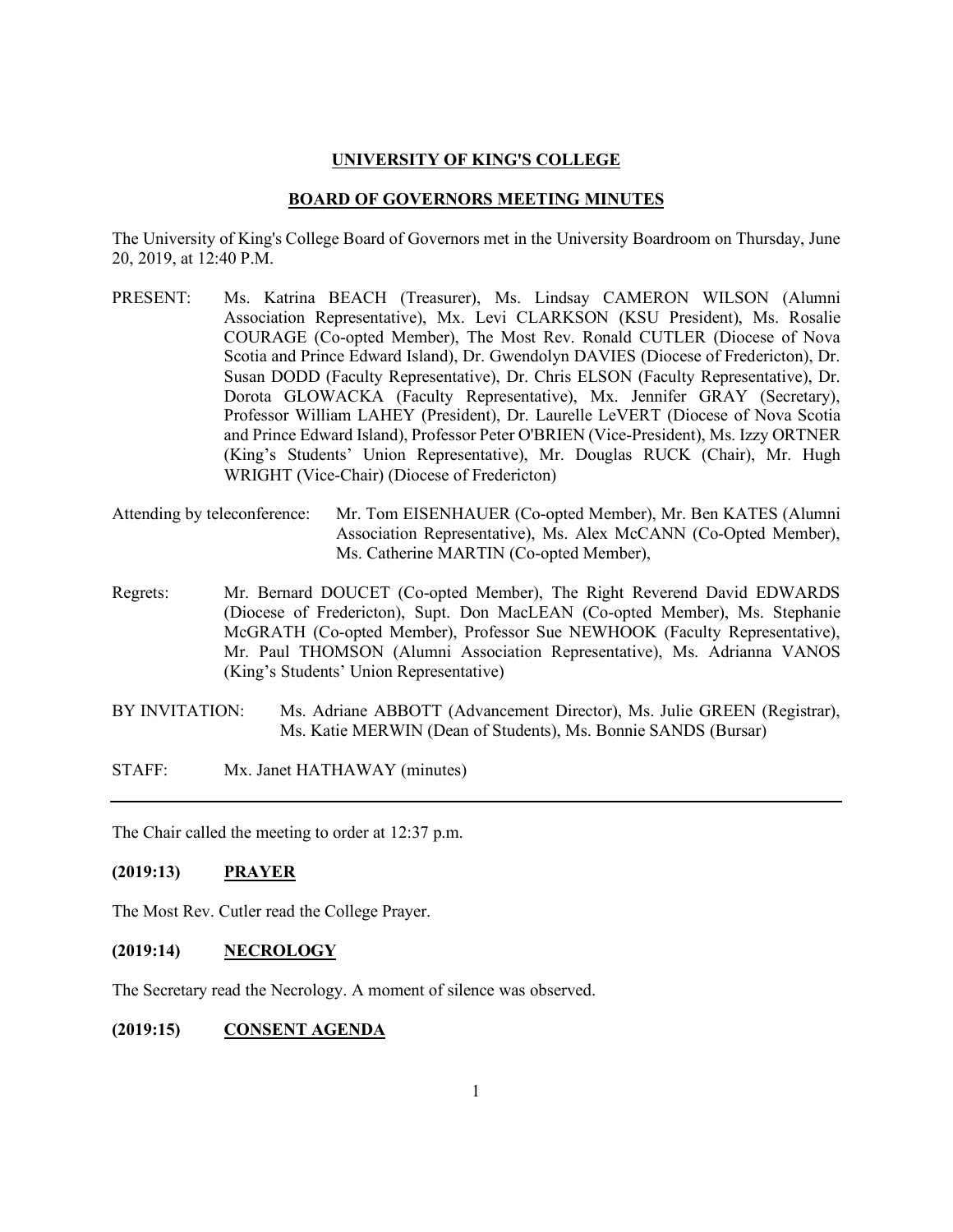**UNIVERSITY OF KING'S COLLEGE**

**BOARD OF GOVERNORS MEETING MINUTES**

The University of King's College Board of Governors met in the University Boardroom on Thursday, June 20, 2019, at 12:40 P.M.

PRESENT: Ms. Katrina BEACH (Treasurer), Ms. Lindsay CAMERON WILSON (Alumni Association Representative), Mx. Levi CLARKSON (KSU President), Ms. Rosalie COURAGE (Co-opted Member), The Most Rev. Ronald CUTLER (Diocese of Nova Scotia and Prince Edward Island), Dr. Gwendolyn DAVIES (Diocese of Fredericton), Dr. Susan DODD (Faculty Representative), Dr. Chris ELSON (Faculty Representative), Dr. Dorota GLOWACKA (Faculty Representative), Mx. Jennifer GRAY (Secretary), Professor William LAHEY (President), Dr. Laurelle LeVERT (Diocese of Nova Scotia and Prince Edward Island), Professor Peter O'BRIEN (Vice-President), Ms. Izzy ORTNER (King's Students' Union Representative), Mr. Douglas RUCK (Chair), Mr. Hugh WRIGHT (Vice-Chair) (Diocese of Fredericton)

Attending by teleconference: Mr. Tom EISENHAUER (Co-opted Member), Mr. Ben KATES (Alumni Association Representative), Ms. Alex McCANN (Co-Opted Member), Ms. Catherine MARTIN (Co-opted Member),

Regrets: Mr. Bernard DOUCET (Co-opted Member), The Right Reverend David EDWARDS (Diocese of Fredericton), Supt. Don MacLEAN (Co-opted Member), Ms. Stephanie McGRATH (Co-opted Member), Professor Sue NEWHOOK (Faculty Representative), Mr. Paul THOMSON (Alumni Association Representative), Ms. Adrianna VANOS (King's Students' Union Representative)

BY INVITATION: Ms. Adriane ABBOTT (Advancement Director), Ms. Julie GREEN (Registrar), Ms. Katie MERWIN (Dean of Students), Ms. Bonnie SANDS (Bursar)

STAFF: Mx. Janet HATHAWAY (minutes)

---

The Chair called the meeting to order at 12:37 p.m.

**(2019:13) PRAYER**

The Most Rev. Cutler read the College Prayer.

**(2019:14) NECROLOGY**

The Secretary read the Necrology. A moment of silence was observed.

**(2019:15) CONSENT AGENDA**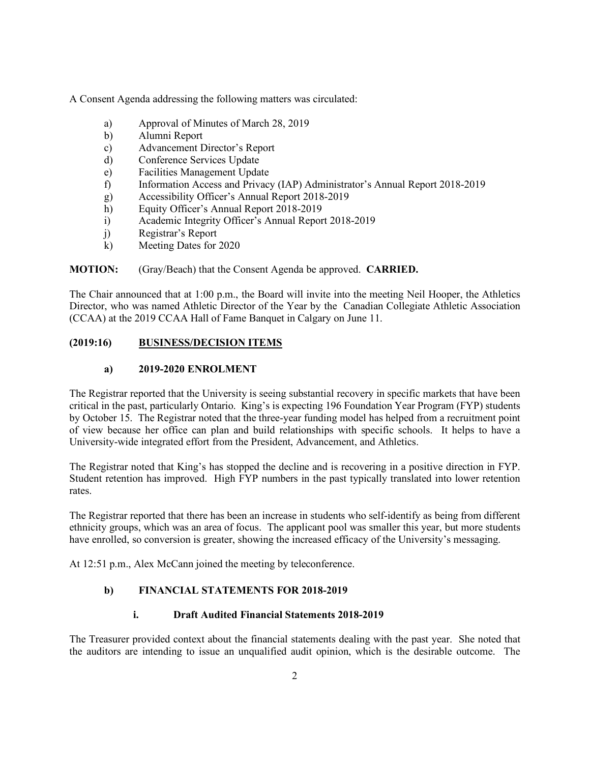A Consent Agenda addressing the following matters was circulated:

a) Approval of Minutes of March 28, 2019
b) Alumni Report
c) Advancement Director's Report
d) Conference Services Update
e) Facilities Management Update
f) Information Access and Privacy (IAP) Administrator's Annual Report 2018-2019
g) Accessibility Officer's Annual Report 2018-2019
h) Equity Officer's Annual Report 2018-2019
i) Academic Integrity Officer's Annual Report 2018-2019
j) Registrar's Report
k) Meeting Dates for 2020

**MOTION:** (Gray/Beach) that the Consent Agenda be approved. **CARRIED.**

The Chair announced that at 1:00 p.m., the Board will invite into the meeting Neil Hooper, the Athletics Director, who was named Athletic Director of the Year by the Canadian Collegiate Athletic Association (CCAA) at the 2019 CCAA Hall of Fame Banquet in Calgary on June 11.

## (2019:16) BUSINESS/DECISION ITEMS

### a) 2019-2020 ENROLMENT

The Registrar reported that the University is seeing substantial recovery in specific markets that have been critical in the past, particularly Ontario. King's is expecting 196 Foundation Year Program (FYP) students by October 15. The Registrar noted that the three-year funding model has helped from a recruitment point of view because her office can plan and build relationships with specific schools. It helps to have a University-wide integrated effort from the President, Advancement, and Athletics.

The Registrar noted that King's has stopped the decline and is recovering in a positive direction in FYP. Student retention has improved. High FYP numbers in the past typically translated into lower retention rates.

The Registrar reported that there has been an increase in students who self-identify as being from different ethnicity groups, which was an area of focus. The applicant pool was smaller this year, but more students have enrolled, so conversion is greater, showing the increased efficacy of the University's messaging.

At 12:51 p.m., Alex McCann joined the meeting by teleconference.

### b) FINANCIAL STATEMENTS FOR 2018-2019

#### i. Draft Audited Financial Statements 2018-2019

The Treasurer provided context about the financial statements dealing with the past year. She noted that the auditors are intending to issue an unqualified audit opinion, which is the desirable outcome. The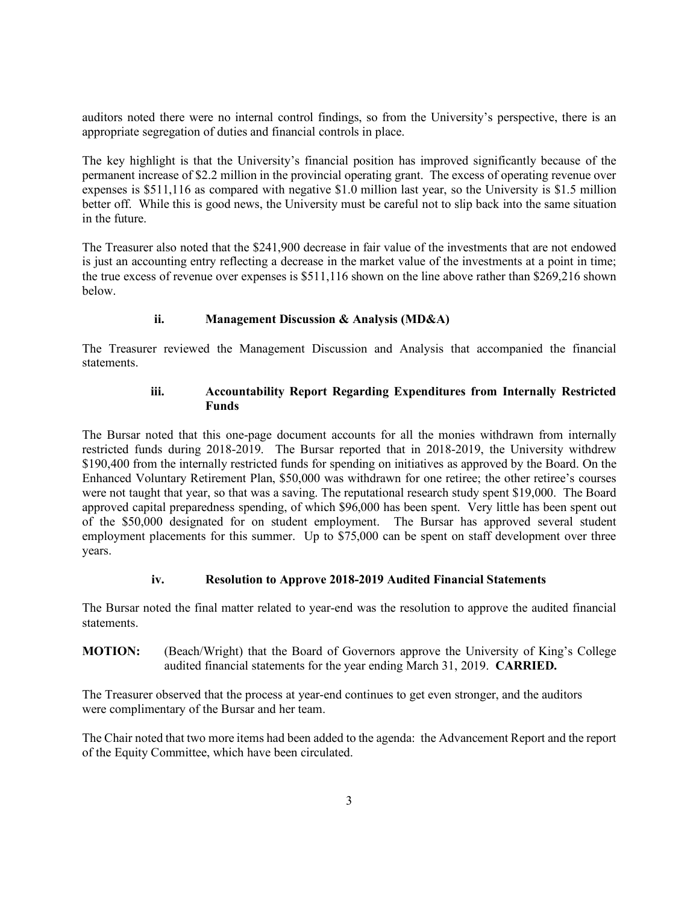auditors noted there were no internal control findings, so from the University's perspective, there is an appropriate segregation of duties and financial controls in place.

The key highlight is that the University's financial position has improved significantly because of the permanent increase of $2.2 million in the provincial operating grant. The excess of operating revenue over expenses is $511,116 as compared with negative $1.0 million last year, so the University is $1.5 million better off. While this is good news, the University must be careful not to slip back into the same situation in the future.

The Treasurer also noted that the $241,900 decrease in fair value of the investments that are not endowed is just an accounting entry reflecting a decrease in the market value of the investments at a point in time; the true excess of revenue over expenses is $511,116 shown on the line above rather than $269,216 shown below.

#### ii. Management Discussion & Analysis (MD&A)

The Treasurer reviewed the Management Discussion and Analysis that accompanied the financial statements.

#### iii. Accountability Report Regarding Expenditures from Internally Restricted Funds

The Bursar noted that this one-page document accounts for all the monies withdrawn from internally restricted funds during 2018-2019. The Bursar reported that in 2018-2019, the University withdrew $190,400 from the internally restricted funds for spending on initiatives as approved by the Board. On the Enhanced Voluntary Retirement Plan, $50,000 was withdrawn for one retiree; the other retiree's courses were not taught that year, so that was a saving. The reputational research study spent $19,000. The Board approved capital preparedness spending, of which $96,000 has been spent. Very little has been spent out of the $50,000 designated for on student employment. The Bursar has approved several student employment placements for this summer. Up to $75,000 can be spent on staff development over three years.

#### iv. Resolution to Approve 2018-2019 Audited Financial Statements

The Bursar noted the final matter related to year-end was the resolution to approve the audited financial statements.

**MOTION:** (Beach/Wright) that the Board of Governors approve the University of King's College audited financial statements for the year ending March 31, 2019. **CARRIED.**

The Treasurer observed that the process at year-end continues to get even stronger, and the auditors were complimentary of the Bursar and her team.

The Chair noted that two more items had been added to the agenda: the Advancement Report and the report of the Equity Committee, which have been circulated.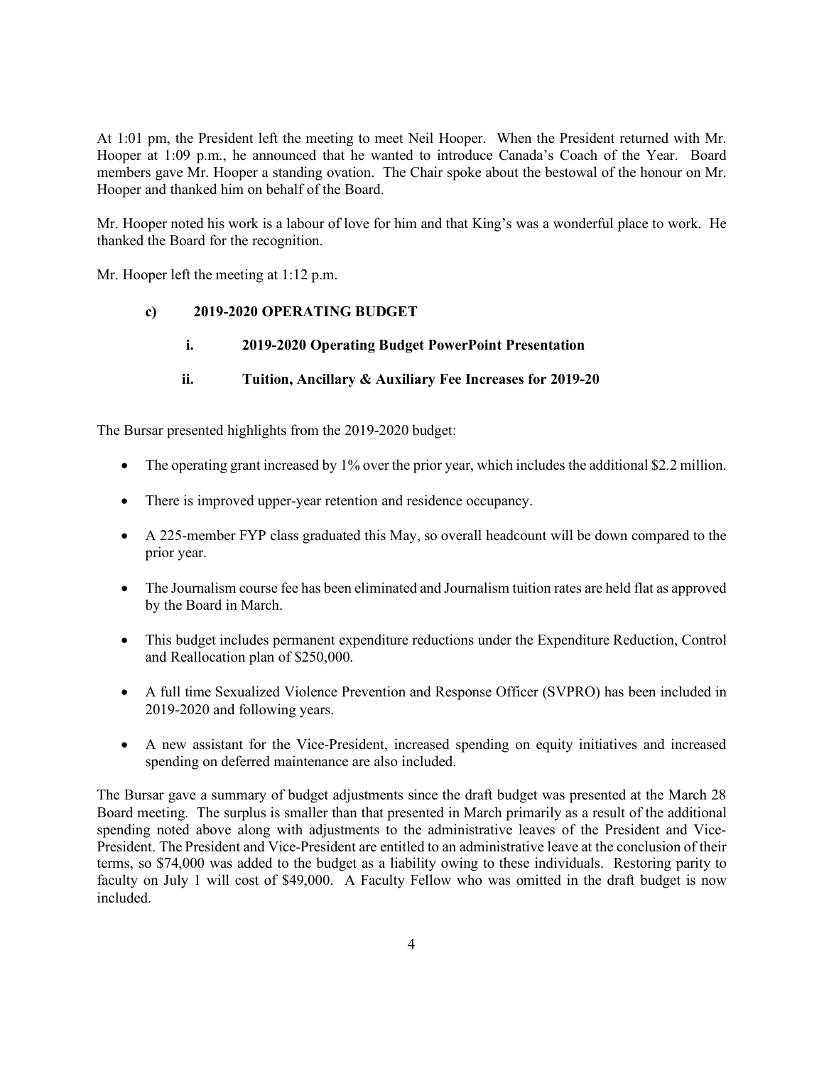At 1:01 pm, the President left the meeting to meet Neil Hooper. When the President returned with Mr. Hooper at 1:09 p.m., he announced that he wanted to introduce Canada's Coach of the Year. Board members gave Mr. Hooper a standing ovation. The Chair spoke about the bestowal of the honour on Mr. Hooper and thanked him on behalf of the Board.

Mr. Hooper noted his work is a labour of love for him and that King's was a wonderful place to work. He thanked the Board for the recognition.

Mr. Hooper left the meeting at 1:12 p.m.

**c) 2019-2020 OPERATING BUDGET**

**i. 2019-2020 Operating Budget PowerPoint Presentation**

**ii. Tuition, Ancillary & Auxiliary Fee Increases for 2019-20**

The Bursar presented highlights from the 2019-2020 budget:

- The operating grant increased by 1% over the prior year, which includes the additional $2.2 million.
- There is improved upper-year retention and residence occupancy.
- A 225-member FYP class graduated this May, so overall headcount will be down compared to the prior year.
- The Journalism course fee has been eliminated and Journalism tuition rates are held flat as approved by the Board in March.
- This budget includes permanent expenditure reductions under the Expenditure Reduction, Control and Reallocation plan of $250,000.
- A full time Sexualized Violence Prevention and Response Officer (SVPRO) has been included in 2019-2020 and following years.
- A new assistant for the Vice-President, increased spending on equity initiatives and increased spending on deferred maintenance are also included.

The Bursar gave a summary of budget adjustments since the draft budget was presented at the March 28 Board meeting. The surplus is smaller than that presented in March primarily as a result of the additional spending noted above along with adjustments to the administrative leaves of the President and Vice-President. The President and Vice-President are entitled to an administrative leave at the conclusion of their terms, so $74,000 was added to the budget as a liability owing to these individuals. Restoring parity to faculty on July 1 will cost of $49,000. A Faculty Fellow who was omitted in the draft budget is now included.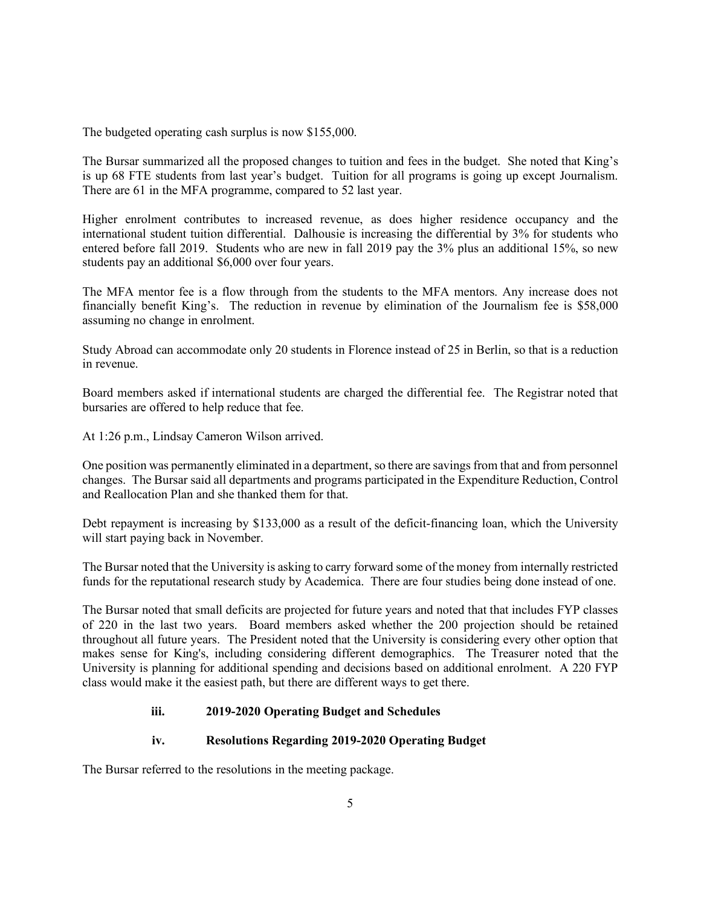The budgeted operating cash surplus is now $155,000.

The Bursar summarized all the proposed changes to tuition and fees in the budget. She noted that King's is up 68 FTE students from last year's budget. Tuition for all programs is going up except Journalism. There are 61 in the MFA programme, compared to 52 last year.

Higher enrolment contributes to increased revenue, as does higher residence occupancy and the international student tuition differential. Dalhousie is increasing the differential by 3% for students who entered before fall 2019. Students who are new in fall 2019 pay the 3% plus an additional 15%, so new students pay an additional $6,000 over four years.

The MFA mentor fee is a flow through from the students to the MFA mentors. Any increase does not financially benefit King's. The reduction in revenue by elimination of the Journalism fee is $58,000 assuming no change in enrolment.

Study Abroad can accommodate only 20 students in Florence instead of 25 in Berlin, so that is a reduction in revenue.

Board members asked if international students are charged the differential fee. The Registrar noted that bursaries are offered to help reduce that fee.

At 1:26 p.m., Lindsay Cameron Wilson arrived.

One position was permanently eliminated in a department, so there are savings from that and from personnel changes. The Bursar said all departments and programs participated in the Expenditure Reduction, Control and Reallocation Plan and she thanked them for that.

Debt repayment is increasing by $133,000 as a result of the deficit-financing loan, which the University will start paying back in November.

The Bursar noted that the University is asking to carry forward some of the money from internally restricted funds for the reputational research study by Academica. There are four studies being done instead of one.

The Bursar noted that small deficits are projected for future years and noted that that includes FYP classes of 220 in the last two years. Board members asked whether the 200 projection should be retained throughout all future years. The President noted that the University is considering every other option that makes sense for King's, including considering different demographics. The Treasurer noted that the University is planning for additional spending and decisions based on additional enrolment. A 220 FYP class would make it the easiest path, but there are different ways to get there.

**iii. 2019-2020 Operating Budget and Schedules**

**iv. Resolutions Regarding 2019-2020 Operating Budget**

The Bursar referred to the resolutions in the meeting package.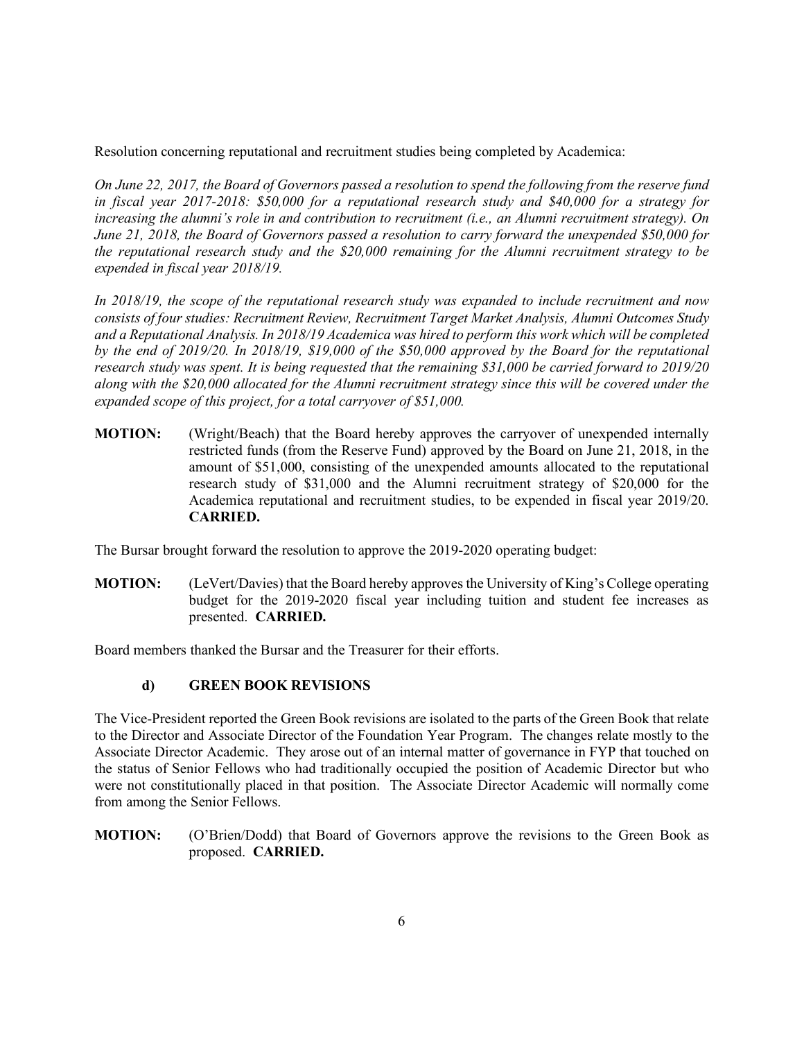Resolution concerning reputational and recruitment studies being completed by Academica:

*On June 22, 2017, the Board of Governors passed a resolution to spend the following from the reserve fund in fiscal year 2017-2018: $50,000 for a reputational research study and $40,000 for a strategy for increasing the alumni's role in and contribution to recruitment (i.e., an Alumni recruitment strategy). On June 21, 2018, the Board of Governors passed a resolution to carry forward the unexpended $50,000 for the reputational research study and the $20,000 remaining for the Alumni recruitment strategy to be expended in fiscal year 2018/19.*

*In 2018/19, the scope of the reputational research study was expanded to include recruitment and now consists of four studies: Recruitment Review, Recruitment Target Market Analysis, Alumni Outcomes Study and a Reputational Analysis. In 2018/19 Academica was hired to perform this work which will be completed by the end of 2019/20. In 2018/19, $19,000 of the $50,000 approved by the Board for the reputational research study was spent. It is being requested that the remaining $31,000 be carried forward to 2019/20 along with the $20,000 allocated for the Alumni recruitment strategy since this will be covered under the expanded scope of this project, for a total carryover of $51,000.*

**MOTION:** (Wright/Beach) that the Board hereby approves the carryover of unexpended internally restricted funds (from the Reserve Fund) approved by the Board on June 21, 2018, in the amount of $51,000, consisting of the unexpended amounts allocated to the reputational research study of $31,000 and the Alumni recruitment strategy of $20,000 for the Academica reputational and recruitment studies, to be expended in fiscal year 2019/20. **CARRIED.**

The Bursar brought forward the resolution to approve the 2019-2020 operating budget:

**MOTION:** (LeVert/Davies) that the Board hereby approves the University of King's College operating budget for the 2019-2020 fiscal year including tuition and student fee increases as presented. **CARRIED.**

Board members thanked the Bursar and the Treasurer for their efforts.

### d) GREEN BOOK REVISIONS

The Vice-President reported the Green Book revisions are isolated to the parts of the Green Book that relate to the Director and Associate Director of the Foundation Year Program. The changes relate mostly to the Associate Director Academic. They arose out of an internal matter of governance in FYP that touched on the status of Senior Fellows who had traditionally occupied the position of Academic Director but who were not constitutionally placed in that position. The Associate Director Academic will normally come from among the Senior Fellows.

**MOTION:** (O'Brien/Dodd) that Board of Governors approve the revisions to the Green Book as proposed. **CARRIED.**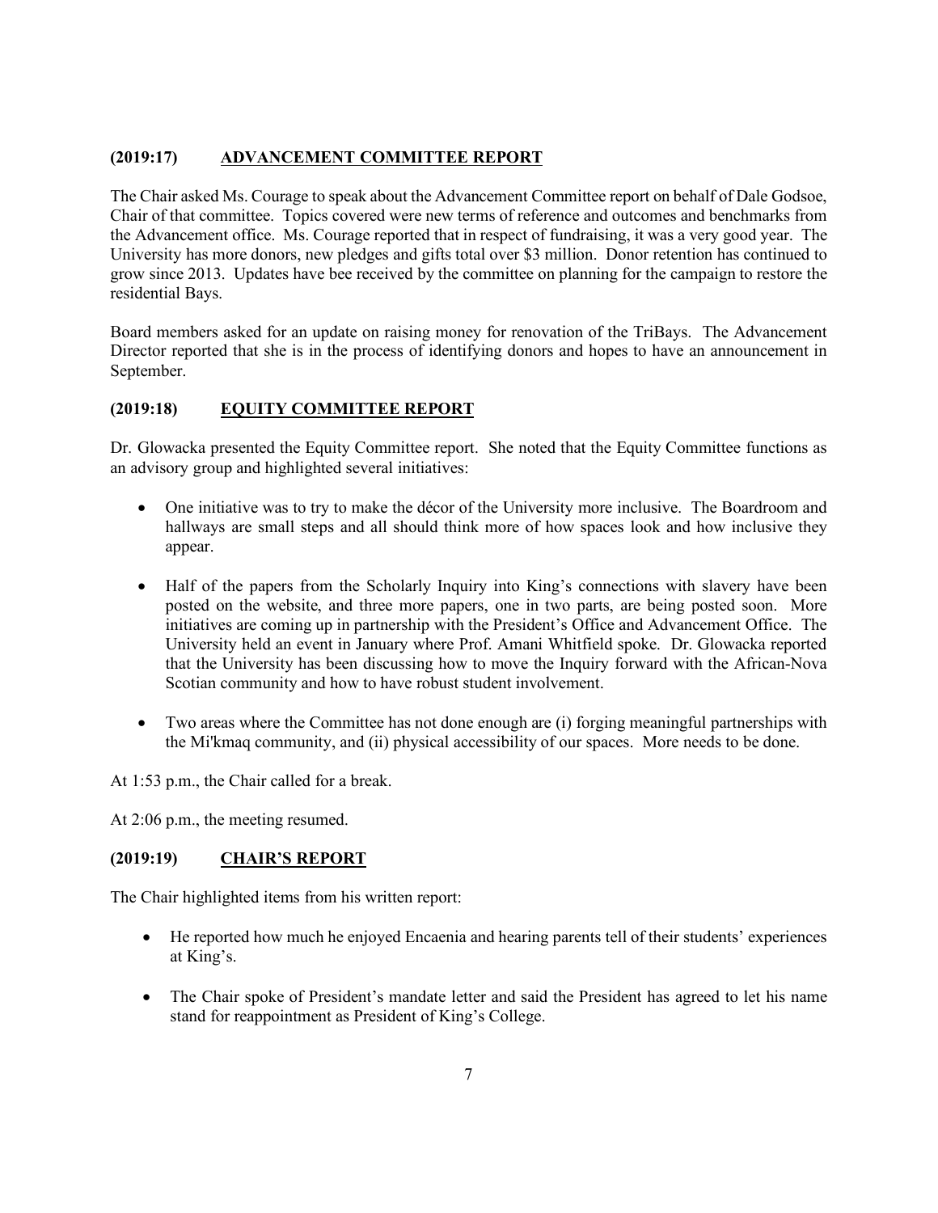### (2019:17) ADVANCEMENT COMMITTEE REPORT

The Chair asked Ms. Courage to speak about the Advancement Committee report on behalf of Dale Godsoe, Chair of that committee. Topics covered were new terms of reference and outcomes and benchmarks from the Advancement office. Ms. Courage reported that in respect of fundraising, it was a very good year. The University has more donors, new pledges and gifts total over $3 million. Donor retention has continued to grow since 2013. Updates have bee received by the committee on planning for the campaign to restore the residential Bays.

Board members asked for an update on raising money for renovation of the TriBays. The Advancement Director reported that she is in the process of identifying donors and hopes to have an announcement in September.

### (2019:18) EQUITY COMMITTEE REPORT

Dr. Glowacka presented the Equity Committee report. She noted that the Equity Committee functions as an advisory group and highlighted several initiatives:

- One initiative was to try to make the décor of the University more inclusive. The Boardroom and hallways are small steps and all should think more of how spaces look and how inclusive they appear.

- Half of the papers from the Scholarly Inquiry into King's connections with slavery have been posted on the website, and three more papers, one in two parts, are being posted soon. More initiatives are coming up in partnership with the President's Office and Advancement Office. The University held an event in January where Prof. Amani Whitfield spoke. Dr. Glowacka reported that the University has been discussing how to move the Inquiry forward with the African-Nova Scotian community and how to have robust student involvement.

- Two areas where the Committee has not done enough are (i) forging meaningful partnerships with the Mi'kmaq community, and (ii) physical accessibility of our spaces. More needs to be done.

At 1:53 p.m., the Chair called for a break.

At 2:06 p.m., the meeting resumed.

### (2019:19) CHAIR'S REPORT

The Chair highlighted items from his written report:

- He reported how much he enjoyed Encaenia and hearing parents tell of their students' experiences at King's.

- The Chair spoke of President's mandate letter and said the President has agreed to let his name stand for reappointment as President of King's College.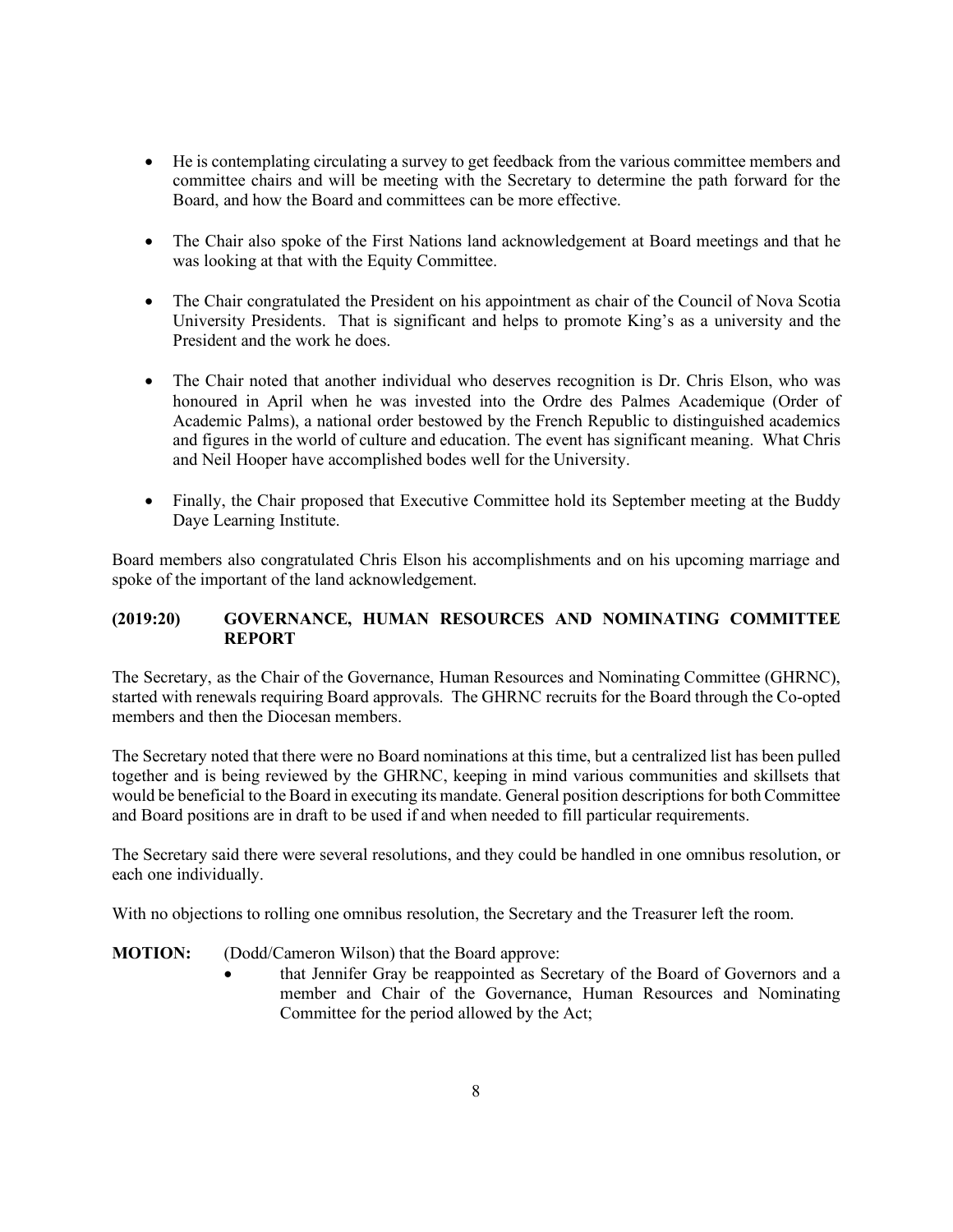- He is contemplating circulating a survey to get feedback from the various committee members and committee chairs and will be meeting with the Secretary to determine the path forward for the Board, and how the Board and committees can be more effective.

- The Chair also spoke of the First Nations land acknowledgement at Board meetings and that he was looking at that with the Equity Committee.

- The Chair congratulated the President on his appointment as chair of the Council of Nova Scotia University Presidents. That is significant and helps to promote King's as a university and the President and the work he does.

- The Chair noted that another individual who deserves recognition is Dr. Chris Elson, who was honoured in April when he was invested into the Ordre des Palmes Academique (Order of Academic Palms), a national order bestowed by the French Republic to distinguished academics and figures in the world of culture and education. The event has significant meaning. What Chris and Neil Hooper have accomplished bodes well for the University.

- Finally, the Chair proposed that Executive Committee hold its September meeting at the Buddy Daye Learning Institute.

Board members also congratulated Chris Elson his accomplishments and on his upcoming marriage and spoke of the important of the land acknowledgement.

**(2019:20) GOVERNANCE, HUMAN RESOURCES AND NOMINATING COMMITTEE REPORT**

The Secretary, as the Chair of the Governance, Human Resources and Nominating Committee (GHRNC), started with renewals requiring Board approvals. The GHRNC recruits for the Board through the Co-opted members and then the Diocesan members.

The Secretary noted that there were no Board nominations at this time, but a centralized list has been pulled together and is being reviewed by the GHRNC, keeping in mind various communities and skillsets that would be beneficial to the Board in executing its mandate. General position descriptions for both Committee and Board positions are in draft to be used if and when needed to fill particular requirements.

The Secretary said there were several resolutions, and they could be handled in one omnibus resolution, or each one individually.

With no objections to rolling one omnibus resolution, the Secretary and the Treasurer left the room.

**MOTION:** (Dodd/Cameron Wilson) that the Board approve:

- that Jennifer Gray be reappointed as Secretary of the Board of Governors and a member and Chair of the Governance, Human Resources and Nominating Committee for the period allowed by the Act;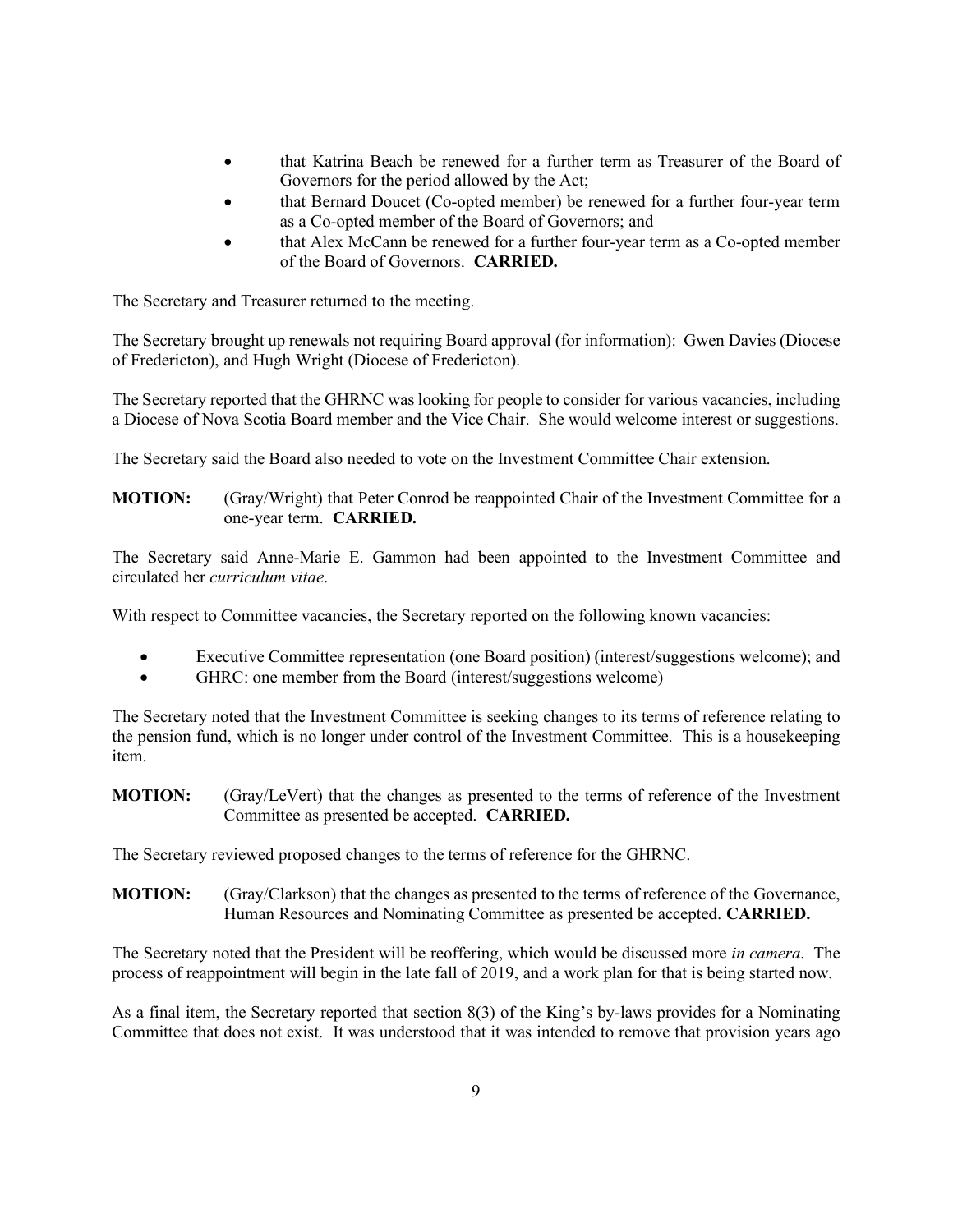- that Katrina Beach be renewed for a further term as Treasurer of the Board of Governors for the period allowed by the Act;
- that Bernard Doucet (Co-opted member) be renewed for a further four-year term as a Co-opted member of the Board of Governors; and
- that Alex McCann be renewed for a further four-year term as a Co-opted member of the Board of Governors. **CARRIED.**

The Secretary and Treasurer returned to the meeting.

The Secretary brought up renewals not requiring Board approval (for information): Gwen Davies (Diocese of Fredericton), and Hugh Wright (Diocese of Fredericton).

The Secretary reported that the GHRNC was looking for people to consider for various vacancies, including a Diocese of Nova Scotia Board member and the Vice Chair. She would welcome interest or suggestions.

The Secretary said the Board also needed to vote on the Investment Committee Chair extension.

**MOTION:** (Gray/Wright) that Peter Conrod be reappointed Chair of the Investment Committee for a one-year term. **CARRIED.**

The Secretary said Anne-Marie E. Gammon had been appointed to the Investment Committee and circulated her *curriculum vitae*.

With respect to Committee vacancies, the Secretary reported on the following known vacancies:

- Executive Committee representation (one Board position) (interest/suggestions welcome); and
- GHRC: one member from the Board (interest/suggestions welcome)

The Secretary noted that the Investment Committee is seeking changes to its terms of reference relating to the pension fund, which is no longer under control of the Investment Committee. This is a housekeeping item.

**MOTION:** (Gray/LeVert) that the changes as presented to the terms of reference of the Investment Committee as presented be accepted. **CARRIED.**

The Secretary reviewed proposed changes to the terms of reference for the GHRNC.

**MOTION:** (Gray/Clarkson) that the changes as presented to the terms of reference of the Governance, Human Resources and Nominating Committee as presented be accepted. **CARRIED.**

The Secretary noted that the President will be reoffering, which would be discussed more *in camera*. The process of reappointment will begin in the late fall of 2019, and a work plan for that is being started now.

As a final item, the Secretary reported that section 8(3) of the King's by-laws provides for a Nominating Committee that does not exist. It was understood that it was intended to remove that provision years ago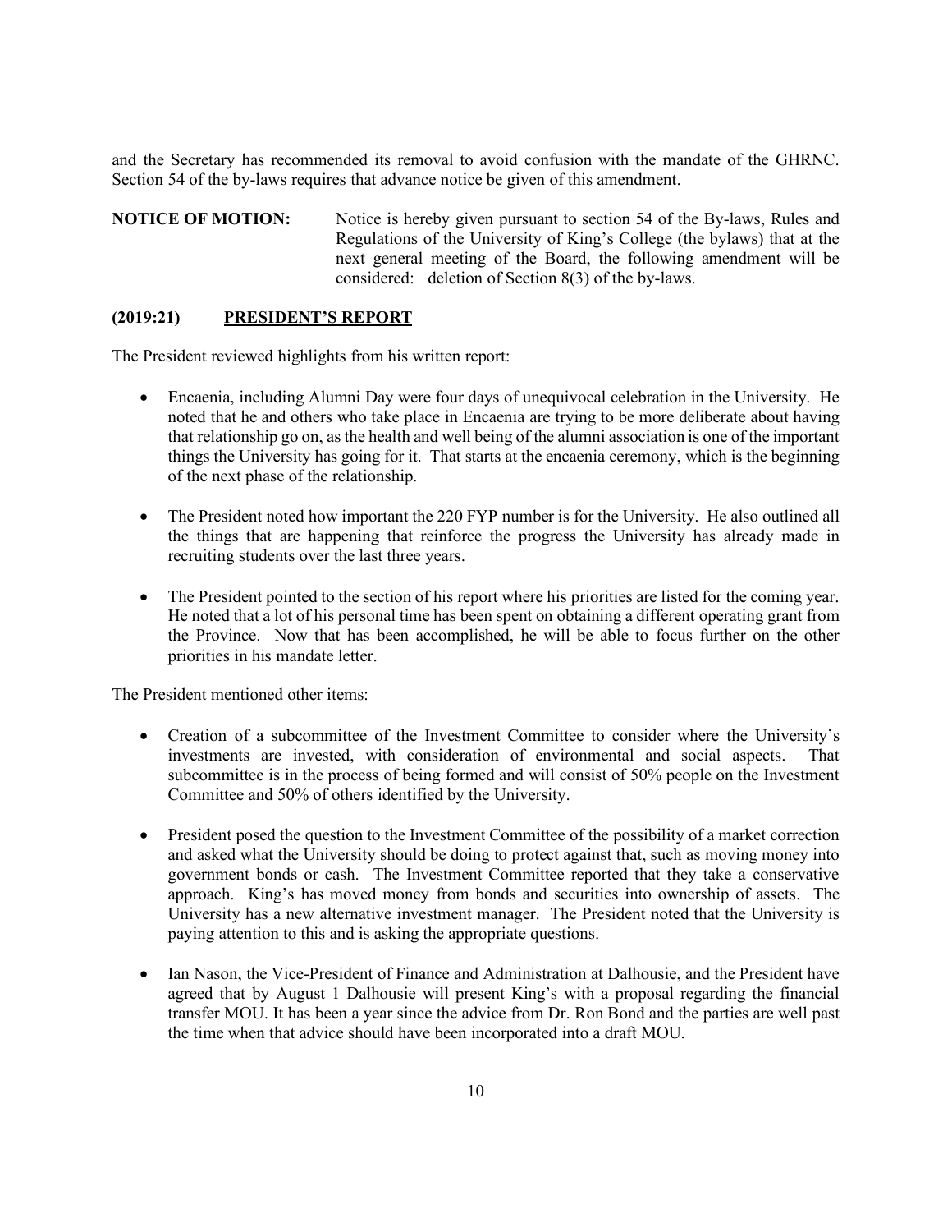and the Secretary has recommended its removal to avoid confusion with the mandate of the GHRNC. Section 54 of the by-laws requires that advance notice be given of this amendment.

**NOTICE OF MOTION:** Notice is hereby given pursuant to section 54 of the By-laws, Rules and Regulations of the University of King's College (the bylaws) that at the next general meeting of the Board, the following amendment will be considered: deletion of Section 8(3) of the by-laws.

### (2019:21) PRESIDENT'S REPORT

The President reviewed highlights from his written report:

- Encaenia, including Alumni Day were four days of unequivocal celebration in the University. He noted that he and others who take place in Encaenia are trying to be more deliberate about having that relationship go on, as the health and well being of the alumni association is one of the important things the University has going for it. That starts at the encaenia ceremony, which is the beginning of the next phase of the relationship.

- The President noted how important the 220 FYP number is for the University. He also outlined all the things that are happening that reinforce the progress the University has already made in recruiting students over the last three years.

- The President pointed to the section of his report where his priorities are listed for the coming year. He noted that a lot of his personal time has been spent on obtaining a different operating grant from the Province. Now that has been accomplished, he will be able to focus further on the other priorities in his mandate letter.

The President mentioned other items:

- Creation of a subcommittee of the Investment Committee to consider where the University's investments are invested, with consideration of environmental and social aspects. That subcommittee is in the process of being formed and will consist of 50% people on the Investment Committee and 50% of others identified by the University.

- President posed the question to the Investment Committee of the possibility of a market correction and asked what the University should be doing to protect against that, such as moving money into government bonds or cash. The Investment Committee reported that they take a conservative approach. King's has moved money from bonds and securities into ownership of assets. The University has a new alternative investment manager. The President noted that the University is paying attention to this and is asking the appropriate questions.

- Ian Nason, the Vice-President of Finance and Administration at Dalhousie, and the President have agreed that by August 1 Dalhousie will present King's with a proposal regarding the financial transfer MOU. It has been a year since the advice from Dr. Ron Bond and the parties are well past the time when that advice should have been incorporated into a draft MOU.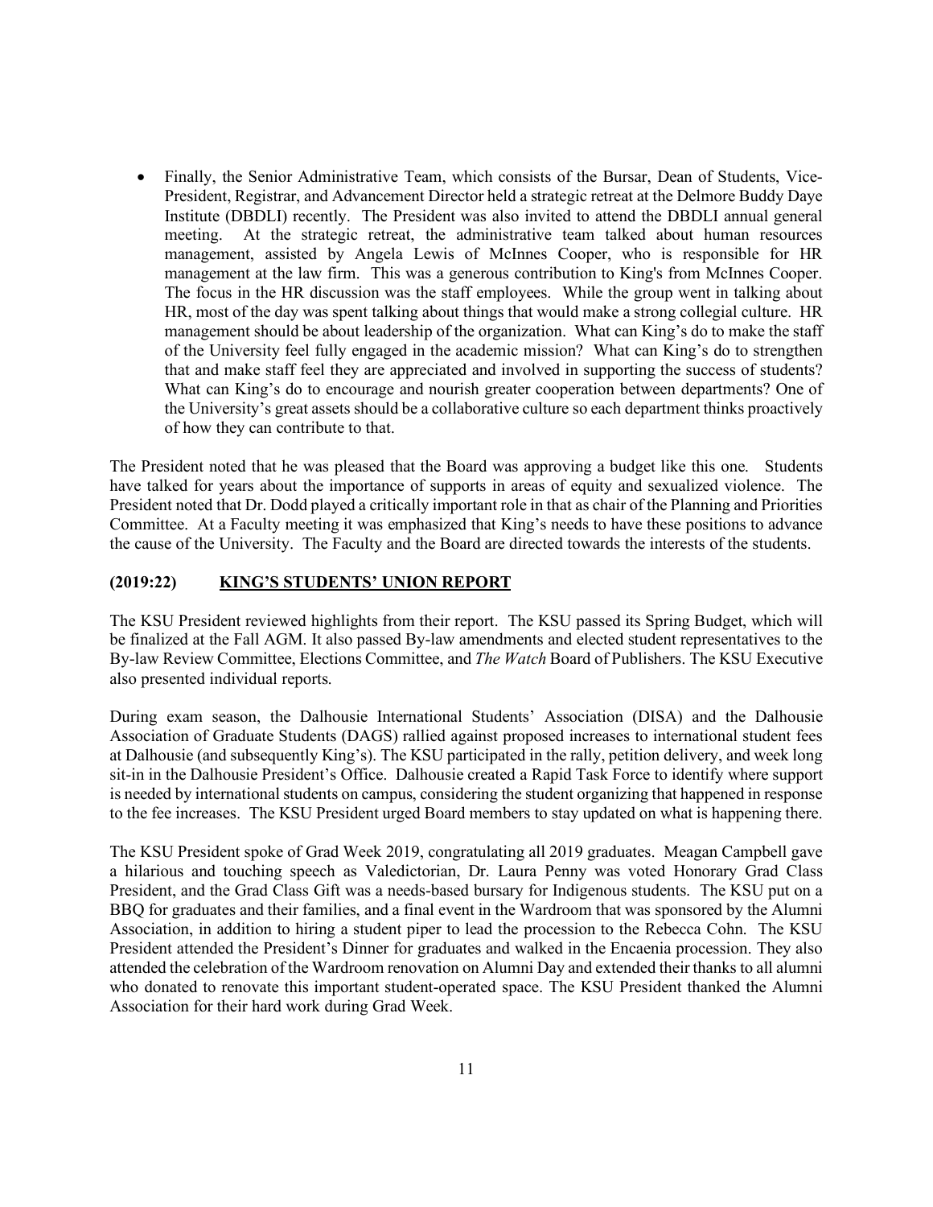- Finally, the Senior Administrative Team, which consists of the Bursar, Dean of Students, Vice-President, Registrar, and Advancement Director held a strategic retreat at the Delmore Buddy Daye Institute (DBDLI) recently. The President was also invited to attend the DBDLI annual general meeting. At the strategic retreat, the administrative team talked about human resources management, assisted by Angela Lewis of McInnes Cooper, who is responsible for HR management at the law firm. This was a generous contribution to King's from McInnes Cooper. The focus in the HR discussion was the staff employees. While the group went in talking about HR, most of the day was spent talking about things that would make a strong collegial culture. HR management should be about leadership of the organization. What can King's do to make the staff of the University feel fully engaged in the academic mission? What can King's do to strengthen that and make staff feel they are appreciated and involved in supporting the success of students? What can King's do to encourage and nourish greater cooperation between departments? One of the University's great assets should be a collaborative culture so each department thinks proactively of how they can contribute to that.

The President noted that he was pleased that the Board was approving a budget like this one. Students have talked for years about the importance of supports in areas of equity and sexualized violence. The President noted that Dr. Dodd played a critically important role in that as chair of the Planning and Priorities Committee. At a Faculty meeting it was emphasized that King's needs to have these positions to advance the cause of the University. The Faculty and the Board are directed towards the interests of the students.

### (2019:22) KING'S STUDENTS' UNION REPORT

The KSU President reviewed highlights from their report. The KSU passed its Spring Budget, which will be finalized at the Fall AGM. It also passed By-law amendments and elected student representatives to the By-law Review Committee, Elections Committee, and *The Watch* Board of Publishers. The KSU Executive also presented individual reports.

During exam season, the Dalhousie International Students' Association (DISA) and the Dalhousie Association of Graduate Students (DAGS) rallied against proposed increases to international student fees at Dalhousie (and subsequently King's). The KSU participated in the rally, petition delivery, and week long sit-in in the Dalhousie President's Office. Dalhousie created a Rapid Task Force to identify where support is needed by international students on campus, considering the student organizing that happened in response to the fee increases. The KSU President urged Board members to stay updated on what is happening there.

The KSU President spoke of Grad Week 2019, congratulating all 2019 graduates. Meagan Campbell gave a hilarious and touching speech as Valedictorian, Dr. Laura Penny was voted Honorary Grad Class President, and the Grad Class Gift was a needs-based bursary for Indigenous students. The KSU put on a BBQ for graduates and their families, and a final event in the Wardroom that was sponsored by the Alumni Association, in addition to hiring a student piper to lead the procession to the Rebecca Cohn. The KSU President attended the President's Dinner for graduates and walked in the Encaenia procession. They also attended the celebration of the Wardroom renovation on Alumni Day and extended their thanks to all alumni who donated to renovate this important student-operated space. The KSU President thanked the Alumni Association for their hard work during Grad Week.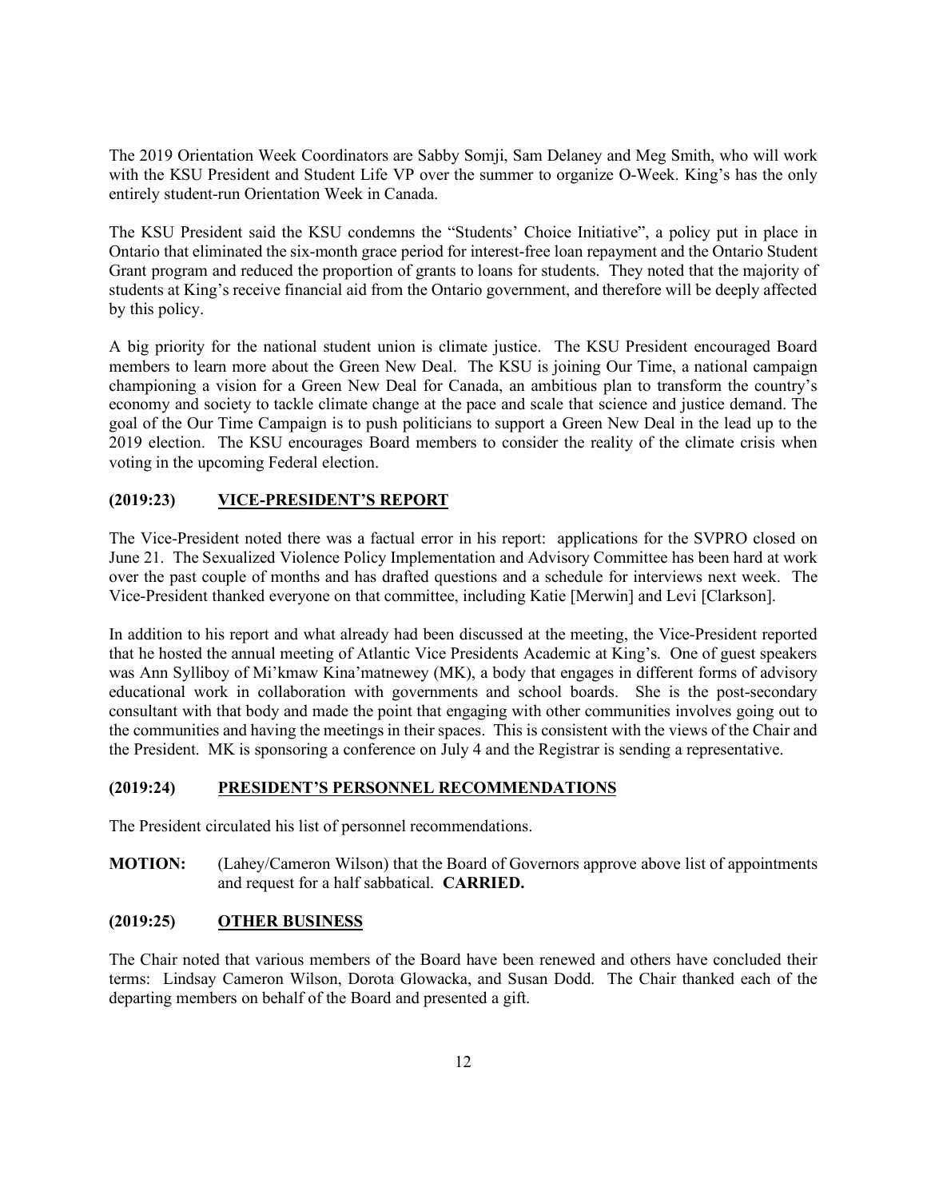The 2019 Orientation Week Coordinators are Sabby Somji, Sam Delaney and Meg Smith, who will work with the KSU President and Student Life VP over the summer to organize O-Week. King's has the only entirely student-run Orientation Week in Canada.

The KSU President said the KSU condemns the "Students' Choice Initiative", a policy put in place in Ontario that eliminated the six-month grace period for interest-free loan repayment and the Ontario Student Grant program and reduced the proportion of grants to loans for students. They noted that the majority of students at King's receive financial aid from the Ontario government, and therefore will be deeply affected by this policy.

A big priority for the national student union is climate justice. The KSU President encouraged Board members to learn more about the Green New Deal. The KSU is joining Our Time, a national campaign championing a vision for a Green New Deal for Canada, an ambitious plan to transform the country's economy and society to tackle climate change at the pace and scale that science and justice demand. The goal of the Our Time Campaign is to push politicians to support a Green New Deal in the lead up to the 2019 election. The KSU encourages Board members to consider the reality of the climate crisis when voting in the upcoming Federal election.

### (2019:23) VICE-PRESIDENT'S REPORT

The Vice-President noted there was a factual error in his report: applications for the SVPRO closed on June 21. The Sexualized Violence Policy Implementation and Advisory Committee has been hard at work over the past couple of months and has drafted questions and a schedule for interviews next week. The Vice-President thanked everyone on that committee, including Katie [Merwin] and Levi [Clarkson].

In addition to his report and what already had been discussed at the meeting, the Vice-President reported that he hosted the annual meeting of Atlantic Vice Presidents Academic at King's. One of guest speakers was Ann Sylliboy of Mi'kmaw Kina'matnewey (MK), a body that engages in different forms of advisory educational work in collaboration with governments and school boards. She is the post-secondary consultant with that body and made the point that engaging with other communities involves going out to the communities and having the meetings in their spaces. This is consistent with the views of the Chair and the President. MK is sponsoring a conference on July 4 and the Registrar is sending a representative.

### (2019:24) PRESIDENT'S PERSONNEL RECOMMENDATIONS

The President circulated his list of personnel recommendations.

**MOTION:** (Lahey/Cameron Wilson) that the Board of Governors approve above list of appointments and request for a half sabbatical. **CARRIED.**

### (2019:25) OTHER BUSINESS

The Chair noted that various members of the Board have been renewed and others have concluded their terms: Lindsay Cameron Wilson, Dorota Glowacka, and Susan Dodd. The Chair thanked each of the departing members on behalf of the Board and presented a gift.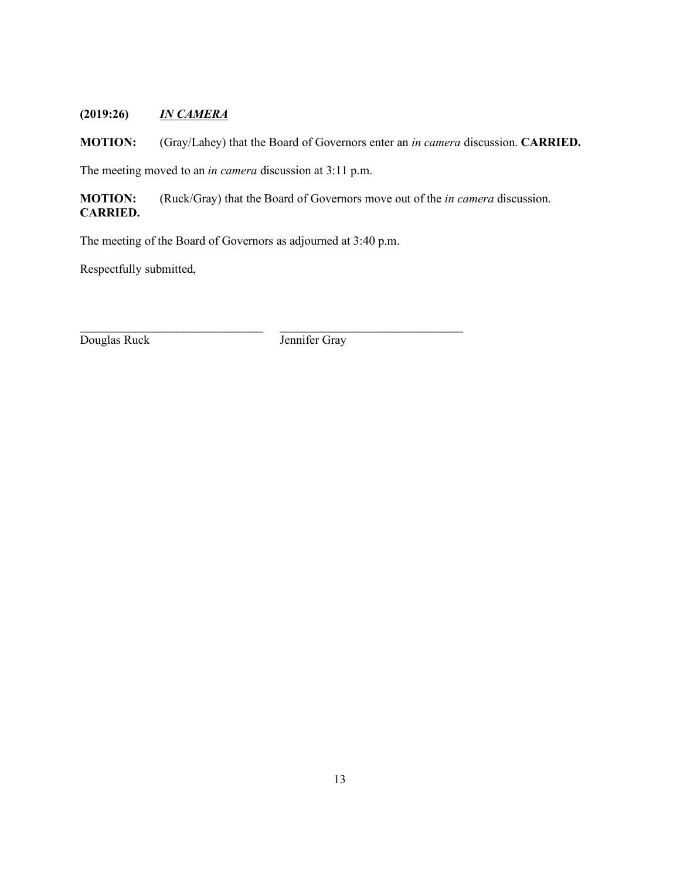**(2019:26)** ***IN CAMERA***

**MOTION:** (Gray/Lahey) that the Board of Governors enter an *in camera* discussion. **CARRIED.**

The meeting moved to an *in camera* discussion at 3:11 p.m.

**MOTION:** (Ruck/Gray) that the Board of Governors move out of the *in camera* discussion. **CARRIED.**

The meeting of the Board of Governors as adjourned at 3:40 p.m.

Respectfully submitted,

\_\_\_\_\_\_\_\_\_\_\_\_\_\_\_\_\_\_\_\_\_\_\_\_\_\_\_\_\_\_ \_\_\_\_\_\_\_\_\_\_\_\_\_\_\_\_\_\_\_\_\_\_\_\_\_\_\_\_\_\_

Douglas Ruck Jennifer Gray